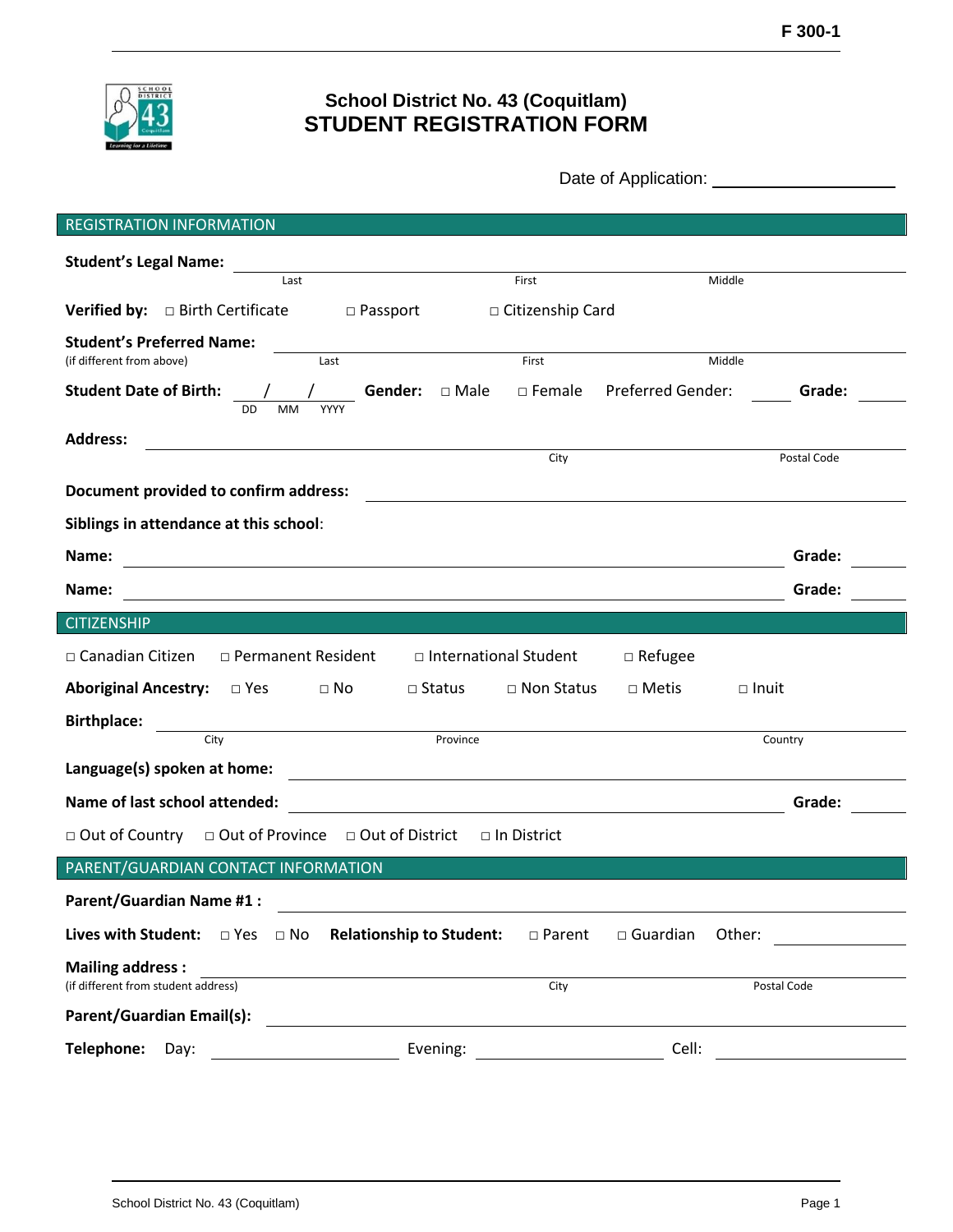F 300-1

# School District No. 43 (Coquitlam)
## STUDENT REGISTRATION FORM

Date of Application: ____________________

## REGISTRATION INFORMATION

**Student's Legal Name:** ______________________________________________
Last / First / Middle

**Verified by:** □ Birth Certificate □ Passport □ Citizenship Card

**Student's Preferred Name:** ______________________________________________
(if different from above) Last / First / Middle

**Student Date of Birth:** ___ / ___ / ____ (DD MM YYYY) **Gender:** □ Male □ Female Preferred Gender: ______ **Grade:** ______

**Address:** ______________________________________________
City / Postal Code

**Document provided to confirm address:** ______________________________________________

**Siblings in attendance at this school**:

**Name:** ______________________________________________ **Grade:** ______

**Name:** ______________________________________________ **Grade:** ______

## CITIZENSHIP

□ Canadian Citizen □ Permanent Resident □ International Student □ Refugee

**Aboriginal Ancestry:** □ Yes □ No □ Status □ Non Status □ Metis □ Inuit

**Birthplace:** ______________________________________________
City / Province / Country

**Language(s) spoken at home:** ______________________________________________

**Name of last school attended:** ______________________________________________ **Grade:** ______

□ Out of Country □ Out of Province □ Out of District □ In District

## PARENT/GUARDIAN CONTACT INFORMATION

**Parent/Guardian Name #1 :** ______________________________________________

**Lives with Student:** □ Yes □ No **Relationship to Student:** □ Parent □ Guardian Other: ______________

**Mailing address :** ______________________________________________
(if different from student address) City / Postal Code

**Parent/Guardian Email(s):** ______________________________________________

**Telephone:** Day: ______________ Evening: ______________ Cell: ______________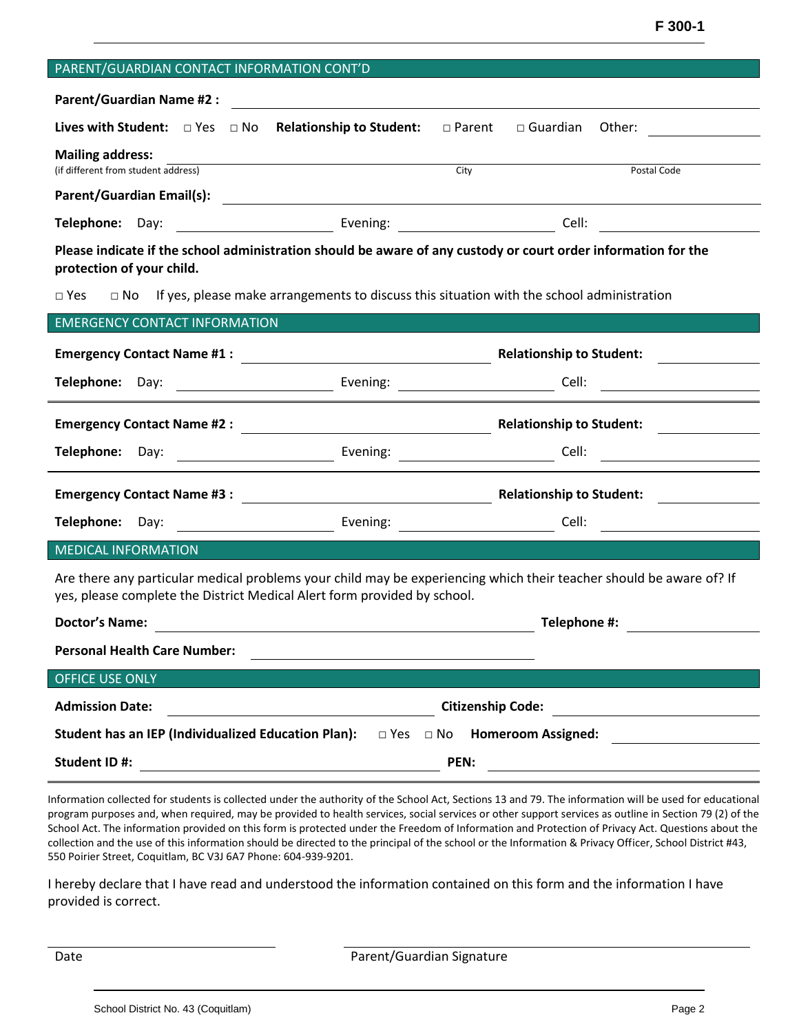## PARENT/GUARDIAN CONTACT INFORMATION CONT'D

**Parent/Guardian Name #2 :** ______________________________

**Lives with Student:** □ Yes □ No **Relationship to Student:** □ Parent □ Guardian Other: __________

**Mailing address:** ______________________________
(if different from student address) City Postal Code

**Parent/Guardian Email(s):** ______________________________

**Telephone:** Day: __________ Evening: __________ Cell: __________

**Please indicate if the school administration should be aware of any custody or court order information for the protection of your child.**

□ Yes □ No If yes, please make arrangements to discuss this situation with the school administration

## EMERGENCY CONTACT INFORMATION

**Emergency Contact Name #1 :** __________ **Relationship to Student:** __________

**Telephone:** Day: __________ Evening: __________ Cell: __________

**Emergency Contact Name #2 :** __________ **Relationship to Student:** __________

**Telephone:** Day: __________ Evening: __________ Cell: __________

**Emergency Contact Name #3 :** __________ **Relationship to Student:** __________

**Telephone:** Day: __________ Evening: __________ Cell: __________

## MEDICAL INFORMATION

Are there any particular medical problems your child may be experiencing which their teacher should be aware of? If yes, please complete the District Medical Alert form provided by school.

**Doctor's Name:** __________ **Telephone #:** __________

**Personal Health Care Number:** __________

## OFFICE USE ONLY

**Admission Date:** __________ **Citizenship Code:** __________

**Student has an IEP (Individualized Education Plan):** □ Yes □ No **Homeroom Assigned:** __________

**Student ID #:** __________ **PEN:** __________

Information collected for students is collected under the authority of the School Act, Sections 13 and 79. The information will be used for educational program purposes and, when required, may be provided to health services, social services or other support services as outline in Section 79 (2) of the School Act. The information provided on this form is protected under the Freedom of Information and Protection of Privacy Act. Questions about the collection and the use of this information should be directed to the principal of the school or the Information & Privacy Officer, School District #43, 550 Poirier Street, Coquitlam, BC V3J 6A7 Phone: 604-939-9201.

I hereby declare that I have read and understood the information contained on this form and the information I have provided is correct.

__________ __________

Date Parent/Guardian Signature